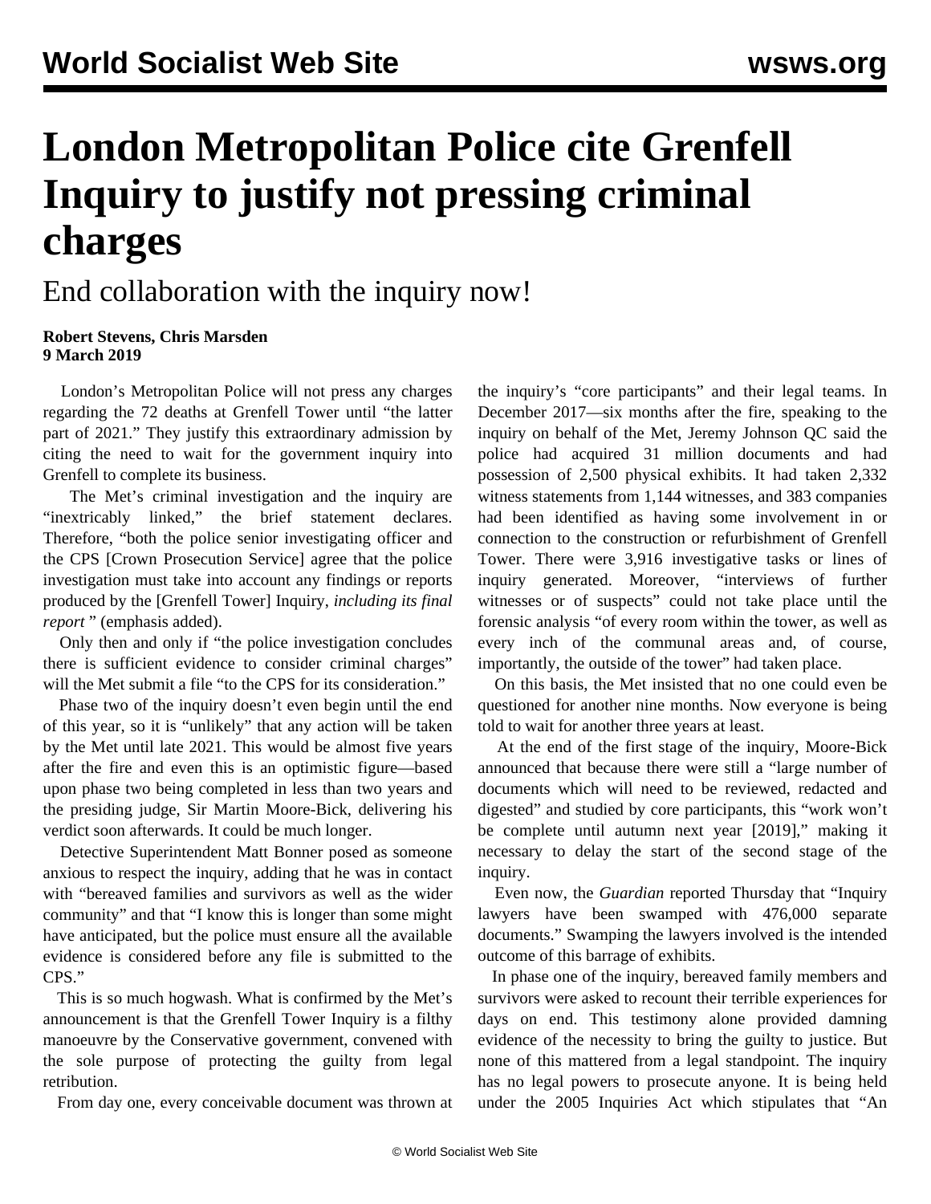# London Metropolitan Police cite Grenfell Inquiry to justify not pressing criminal charges

## End collaboration with the inquiry now!

**Robert Stevens, Chris Marsden**
**9 March 2019**

London's Metropolitan Police will not press any charges regarding the 72 deaths at Grenfell Tower until "the latter part of 2021." They justify this extraordinary admission by citing the need to wait for the government inquiry into Grenfell to complete its business.

The Met's criminal investigation and the inquiry are "inextricably linked," the brief statement declares. Therefore, "both the police senior investigating officer and the CPS [Crown Prosecution Service] agree that the police investigation must take into account any findings or reports produced by the [Grenfell Tower] Inquiry, *including its final report* " (emphasis added).

Only then and only if "the police investigation concludes there is sufficient evidence to consider criminal charges" will the Met submit a file "to the CPS for its consideration."

Phase two of the inquiry doesn't even begin until the end of this year, so it is "unlikely" that any action will be taken by the Met until late 2021. This would be almost five years after the fire and even this is an optimistic figure—based upon phase two being completed in less than two years and the presiding judge, Sir Martin Moore-Bick, delivering his verdict soon afterwards. It could be much longer.

Detective Superintendent Matt Bonner posed as someone anxious to respect the inquiry, adding that he was in contact with "bereaved families and survivors as well as the wider community" and that "I know this is longer than some might have anticipated, but the police must ensure all the available evidence is considered before any file is submitted to the CPS."

This is so much hogwash. What is confirmed by the Met's announcement is that the Grenfell Tower Inquiry is a filthy manoeuvre by the Conservative government, convened with the sole purpose of protecting the guilty from legal retribution.

From day one, every conceivable document was thrown at the inquiry's "core participants" and their legal teams. In December 2017—six months after the fire, speaking to the inquiry on behalf of the Met, Jeremy Johnson QC said the police had acquired 31 million documents and had possession of 2,500 physical exhibits. It had taken 2,332 witness statements from 1,144 witnesses, and 383 companies had been identified as having some involvement in or connection to the construction or refurbishment of Grenfell Tower. There were 3,916 investigative tasks or lines of inquiry generated. Moreover, "interviews of further witnesses or of suspects" could not take place until the forensic analysis "of every room within the tower, as well as every inch of the communal areas and, of course, importantly, the outside of the tower" had taken place.

On this basis, the Met insisted that no one could even be questioned for another nine months. Now everyone is being told to wait for another three years at least.

At the end of the first stage of the inquiry, Moore-Bick announced that because there were still a "large number of documents which will need to be reviewed, redacted and digested" and studied by core participants, this "work won't be complete until autumn next year [2019]," making it necessary to delay the start of the second stage of the inquiry.

Even now, the *Guardian* reported Thursday that "Inquiry lawyers have been swamped with 476,000 separate documents." Swamping the lawyers involved is the intended outcome of this barrage of exhibits.

In phase one of the inquiry, bereaved family members and survivors were asked to recount their terrible experiences for days on end. This testimony alone provided damning evidence of the necessity to bring the guilty to justice. But none of this mattered from a legal standpoint. The inquiry has no legal powers to prosecute anyone. It is being held under the 2005 Inquiries Act which stipulates that "An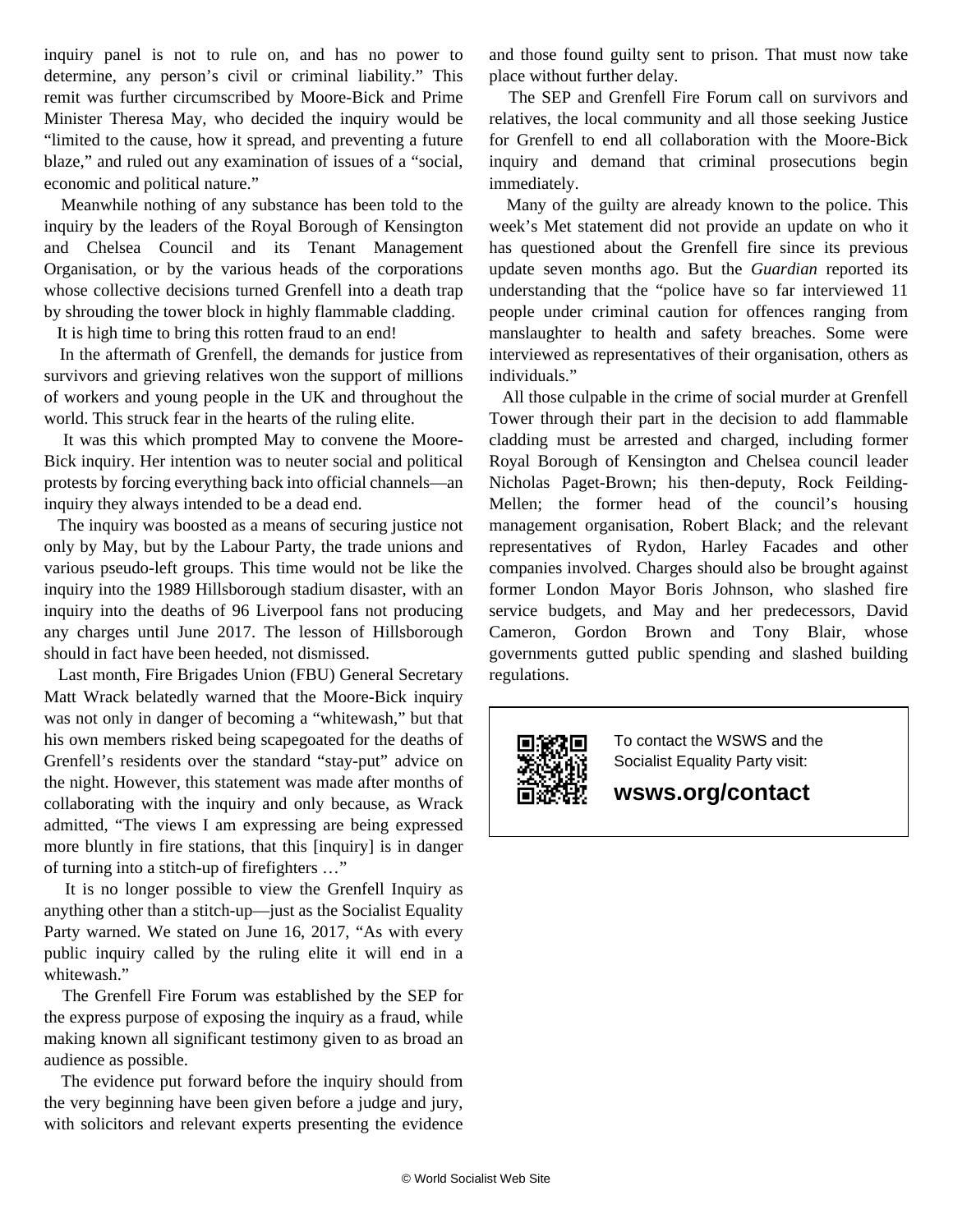inquiry panel is not to rule on, and has no power to determine, any person's civil or criminal liability." This remit was further circumscribed by Moore-Bick and Prime Minister Theresa May, who decided the inquiry would be "limited to the cause, how it spread, and preventing a future blaze," and ruled out any examination of issues of a "social, economic and political nature."

Meanwhile nothing of any substance has been told to the inquiry by the leaders of the Royal Borough of Kensington and Chelsea Council and its Tenant Management Organisation, or by the various heads of the corporations whose collective decisions turned Grenfell into a death trap by shrouding the tower block in highly flammable cladding.

It is high time to bring this rotten fraud to an end!

In the aftermath of Grenfell, the demands for justice from survivors and grieving relatives won the support of millions of workers and young people in the UK and throughout the world. This struck fear in the hearts of the ruling elite.

It was this which prompted May to convene the Moore-Bick inquiry. Her intention was to neuter social and political protests by forcing everything back into official channels—an inquiry they always intended to be a dead end.

The inquiry was boosted as a means of securing justice not only by May, but by the Labour Party, the trade unions and various pseudo-left groups. This time would not be like the inquiry into the 1989 Hillsborough stadium disaster, with an inquiry into the deaths of 96 Liverpool fans not producing any charges until June 2017. The lesson of Hillsborough should in fact have been heeded, not dismissed.

Last month, Fire Brigades Union (FBU) General Secretary Matt Wrack belatedly warned that the Moore-Bick inquiry was not only in danger of becoming a "whitewash," but that his own members risked being scapegoated for the deaths of Grenfell's residents over the standard "stay-put" advice on the night. However, this statement was made after months of collaborating with the inquiry and only because, as Wrack admitted, "The views I am expressing are being expressed more bluntly in fire stations, that this [inquiry] is in danger of turning into a stitch-up of firefighters …"

It is no longer possible to view the Grenfell Inquiry as anything other than a stitch-up—just as the Socialist Equality Party warned. We stated on June 16, 2017, "As with every public inquiry called by the ruling elite it will end in a whitewash."

The Grenfell Fire Forum was established by the SEP for the express purpose of exposing the inquiry as a fraud, while making known all significant testimony given to as broad an audience as possible.

The evidence put forward before the inquiry should from the very beginning have been given before a judge and jury, with solicitors and relevant experts presenting the evidence and those found guilty sent to prison. That must now take place without further delay.

The SEP and Grenfell Fire Forum call on survivors and relatives, the local community and all those seeking Justice for Grenfell to end all collaboration with the Moore-Bick inquiry and demand that criminal prosecutions begin immediately.

Many of the guilty are already known to the police. This week's Met statement did not provide an update on who it has questioned about the Grenfell fire since its previous update seven months ago. But the *Guardian* reported its understanding that the "police have so far interviewed 11 people under criminal caution for offences ranging from manslaughter to health and safety breaches. Some were interviewed as representatives of their organisation, others as individuals."

All those culpable in the crime of social murder at Grenfell Tower through their part in the decision to add flammable cladding must be arrested and charged, including former Royal Borough of Kensington and Chelsea council leader Nicholas Paget-Brown; his then-deputy, Rock Feilding-Mellen; the former head of the council's housing management organisation, Robert Black; and the relevant representatives of Rydon, Harley Facades and other companies involved. Charges should also be brought against former London Mayor Boris Johnson, who slashed fire service budgets, and May and her predecessors, David Cameron, Gordon Brown and Tony Blair, whose governments gutted public spending and slashed building regulations.

To contact the WSWS and the Socialist Equality Party visit:

**wsws.org/contact**